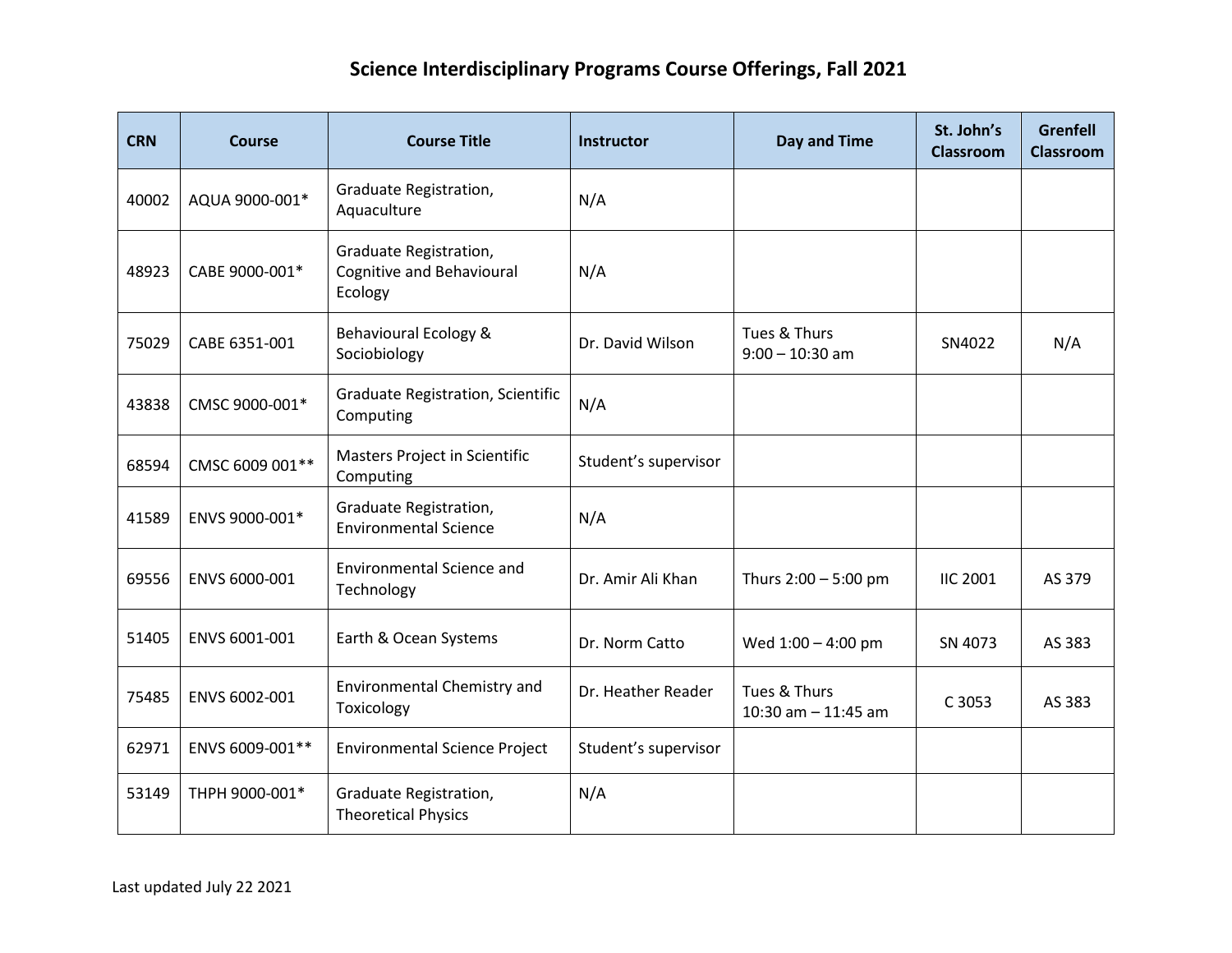# Science Interdisciplinary Programs Course Offerings, Fall 2021

| CRN | Course | Course Title | Instructor | Day and Time | St. John's Classroom | Grenfell Classroom |
|---|---|---|---|---|---|---|
| 40002 | AQUA 9000-001* | Graduate Registration, Aquaculture | N/A | | | |
| 48923 | CABE 9000-001* | Graduate Registration, Cognitive and Behavioural Ecology | N/A | | | |
| 75029 | CABE 6351-001 | Behavioural Ecology & Sociobiology | Dr. David Wilson | Tues & Thurs 9:00 – 10:30 am | SN4022 | N/A |
| 43838 | CMSC 9000-001* | Graduate Registration, Scientific Computing | N/A | | | |
| 68594 | CMSC 6009 001** | Masters Project in Scientific Computing | Student's supervisor | | | |
| 41589 | ENVS 9000-001* | Graduate Registration, Environmental Science | N/A | | | |
| 69556 | ENVS 6000-001 | Environmental Science and Technology | Dr. Amir Ali Khan | Thurs 2:00 – 5:00 pm | IIC 2001 | AS 379 |
| 51405 | ENVS 6001-001 | Earth & Ocean Systems | Dr. Norm Catto | Wed 1:00 – 4:00 pm | SN 4073 | AS 383 |
| 75485 | ENVS 6002-001 | Environmental Chemistry and Toxicology | Dr. Heather Reader | Tues & Thurs 10:30 am – 11:45 am | C 3053 | AS 383 |
| 62971 | ENVS 6009-001** | Environmental Science Project | Student's supervisor | | | |
| 53149 | THPH 9000-001* | Graduate Registration, Theoretical Physics | N/A | | | |

Last updated July 22 2021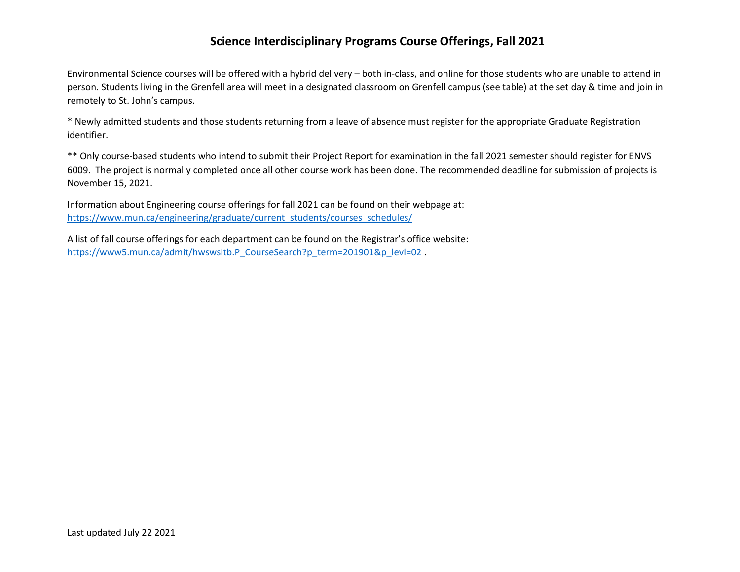# Science Interdisciplinary Programs Course Offerings, Fall 2021

Environmental Science courses will be offered with a hybrid delivery – both in-class, and online for those students who are unable to attend in person. Students living in the Grenfell area will meet in a designated classroom on Grenfell campus (see table) at the set day & time and join in remotely to St. John's campus.

* Newly admitted students and those students returning from a leave of absence must register for the appropriate Graduate Registration identifier.

** Only course-based students who intend to submit their Project Report for examination in the fall 2021 semester should register for ENVS 6009. The project is normally completed once all other course work has been done. The recommended deadline for submission of projects is November 15, 2021.

Information about Engineering course offerings for fall 2021 can be found on their webpage at: [https://www.mun.ca/engineering/graduate/current_students/courses_schedules/](https://www.mun.ca/engineering/graduate/current_students/courses_schedules/)

A list of fall course offerings for each department can be found on the Registrar's office website: [https://www5.mun.ca/admit/hwswsltb.P_CourseSearch?p_term=201901&p_levl=02](https://www5.mun.ca/admit/hwswsltb.P_CourseSearch?p_term=201901&p_levl=02) .

Last updated July 22 2021